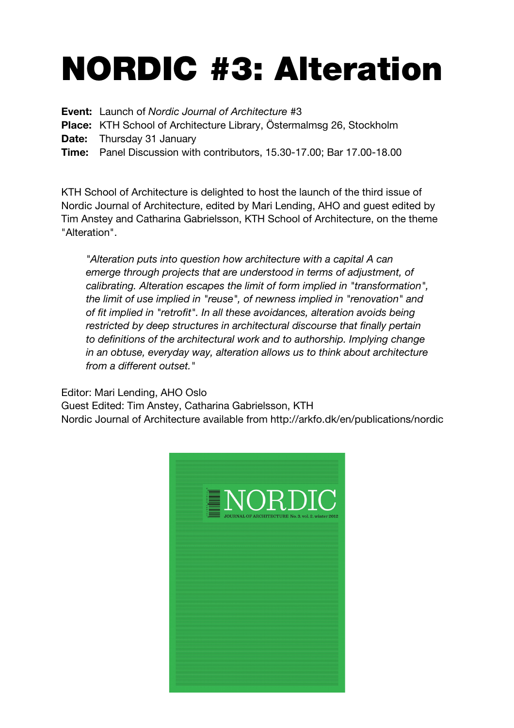# NORDIC #3: Alteration

**Event:** Launch of *Nordic Journal of Architecture* #3
**Place:** KTH School of Architecture Library, Östermalmsg 26, Stockholm
**Date:** Thursday 31 January
**Time:** Panel Discussion with contributors, 15.30-17.00; Bar 17.00-18.00

KTH School of Architecture is delighted to host the launch of the third issue of Nordic Journal of Architecture, edited by Mari Lending, AHO and guest edited by Tim Anstey and Catharina Gabrielsson, KTH School of Architecture, on the theme "Alteration".

> *"Alteration puts into question how architecture with a capital A can emerge through projects that are understood in terms of adjustment, of calibrating. Alteration escapes the limit of form implied in "transformation", the limit of use implied in "reuse", of newness implied in "renovation" and of fit implied in "retrofit". In all these avoidances, alteration avoids being restricted by deep structures in architectural discourse that finally pertain to definitions of the architectural work and to authorship. Implying change in an obtuse, everyday way, alteration allows us to think about architecture from a different outset."*

Editor: Mari Lending, AHO Oslo
Guest Edited: Tim Anstey, Catharina Gabrielsson, KTH
Nordic Journal of Architecture available from http://arkfo.dk/en/publications/nordic

NORDIC
JOURNAL OF ARCHITECTURE No. 3. vol. 2. winter 2012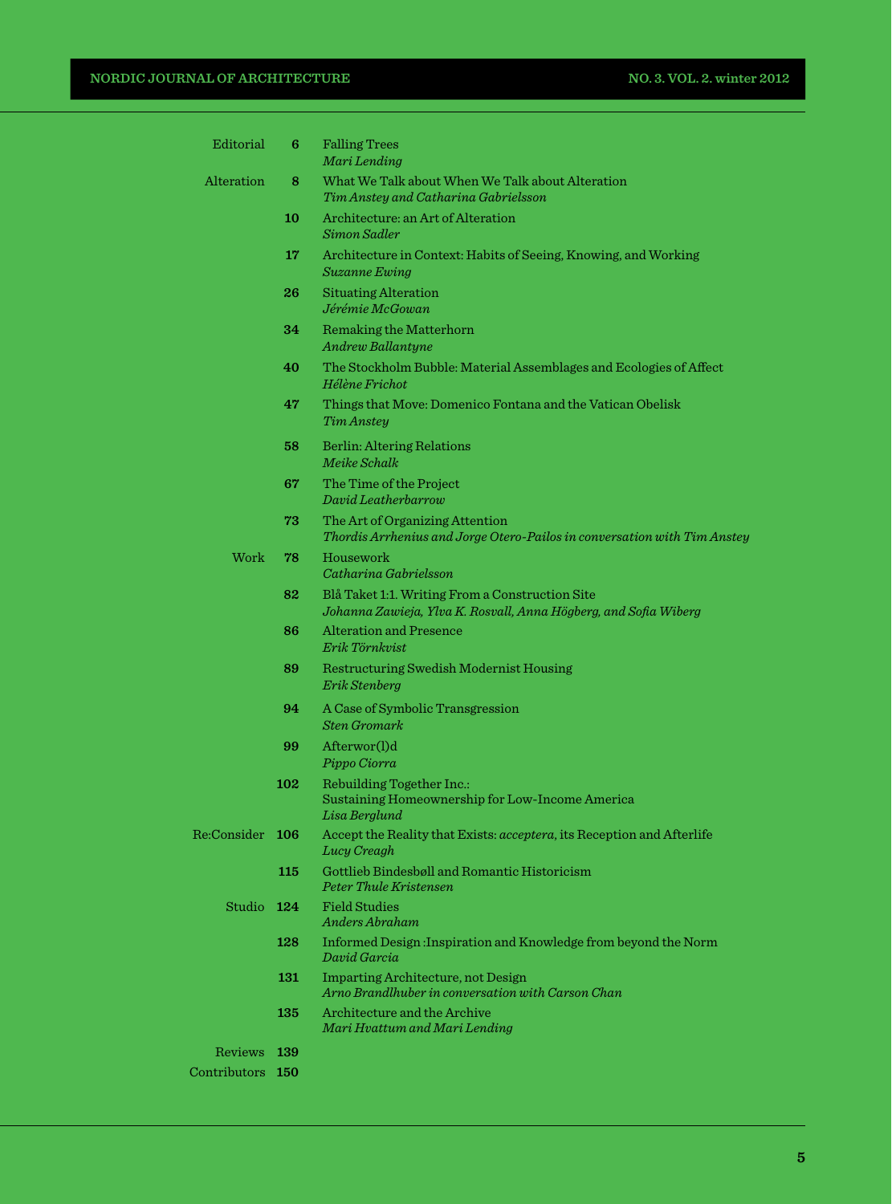| | | |
|---|---|---|
| Editorial | **6** | Falling Trees<br>*Mari Lending* |
| Alteration | **8** | What We Talk about When We Talk about Alteration<br>*Tim Anstey and Catharina Gabrielsson* |
| | **10** | Architecture: an Art of Alteration<br>*Simon Sadler* |
| | **17** | Architecture in Context: Habits of Seeing, Knowing, and Working<br>*Suzanne Ewing* |
| | **26** | Situating Alteration<br>*Jérémie McGowan* |
| | **34** | Remaking the Matterhorn<br>*Andrew Ballantyne* |
| | **40** | The Stockholm Bubble: Material Assemblages and Ecologies of Affect<br>*Hélène Frichot* |
| | **47** | Things that Move: Domenico Fontana and the Vatican Obelisk<br>*Tim Anstey* |
| | **58** | Berlin: Altering Relations<br>*Meike Schalk* |
| | **67** | The Time of the Project<br>*David Leatherbarrow* |
| | **73** | The Art of Organizing Attention<br>*Thordis Arrhenius and Jorge Otero-Pailos in conversation with Tim Anstey* |
| Work | **78** | Housework<br>*Catharina Gabrielsson* |
| | **82** | Blå Taket 1:1. Writing From a Construction Site<br>*Johanna Zawieja, Ylva K. Rosvall, Anna Högberg, and Sofia Wiberg* |
| | **86** | Alteration and Presence<br>*Erik Törnkvist* |
| | **89** | Restructuring Swedish Modernist Housing<br>*Erik Stenberg* |
| | **94** | A Case of Symbolic Transgression<br>*Sten Gromark* |
| | **99** | Afterwor(l)d<br>*Pippo Ciorra* |
| | **102** | Rebuilding Together Inc.:<br>Sustaining Homeownership for Low-Income America<br>*Lisa Berglund* |
| Re:Consider | **106** | Accept the Reality that Exists: *acceptera*, its Reception and Afterlife<br>*Lucy Creagh* |
| | **115** | Gottlieb Bindesbøll and Romantic Historicism<br>*Peter Thule Kristensen* |
| Studio | **124** | Field Studies<br>*Anders Abraham* |
| | **128** | Informed Design :Inspiration and Knowledge from beyond the Norm<br>*David Garcia* |
| | **131** | Imparting Architecture, not Design<br>*Arno Brandlhuber in conversation with Carson Chan* |
| | **135** | Architecture and the Archive<br>*Mari Hvattum and Mari Lending* |
| Reviews | **139** | |
| Contributors | **150** | |